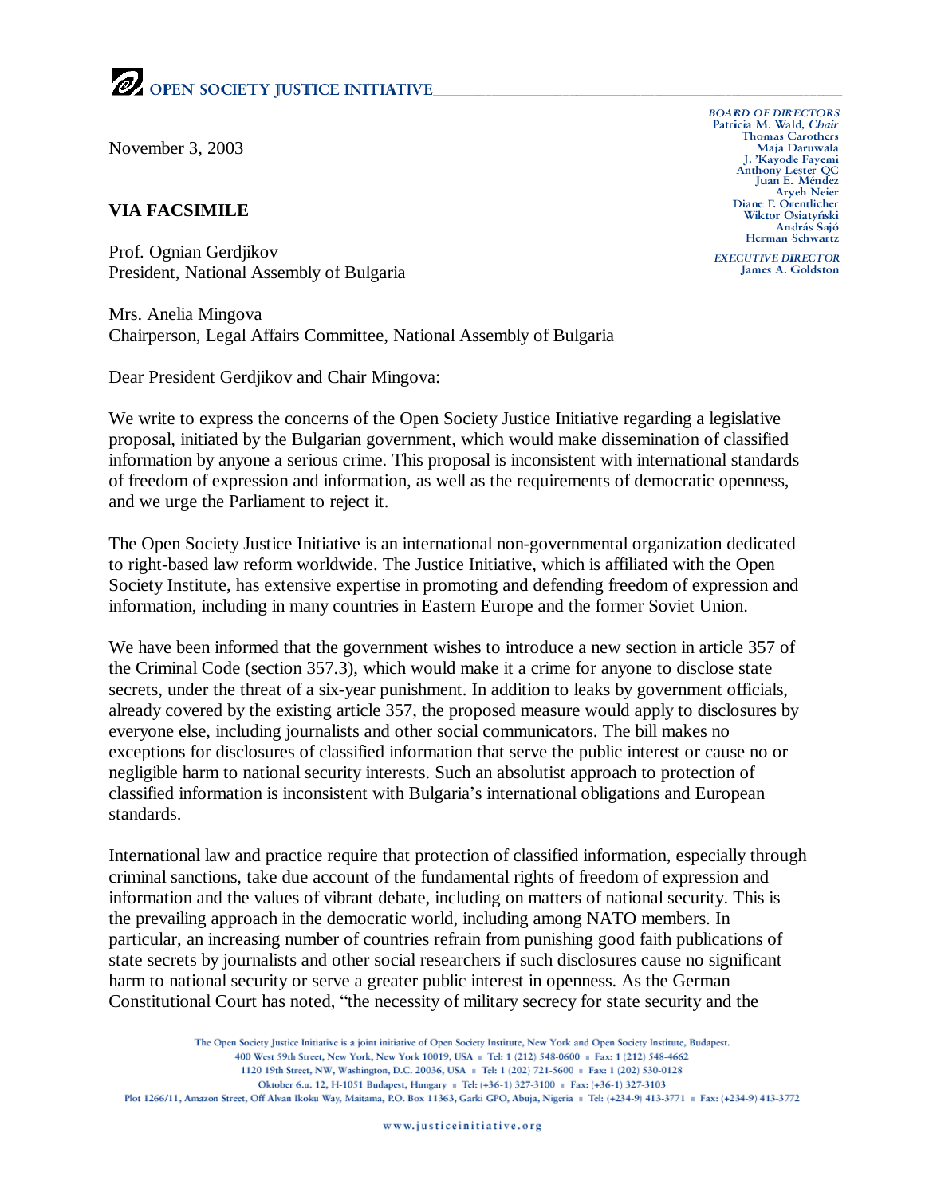# OPEN SOCIETY JUSTICE INITIATIVE

*BOARD OF DIRECTORS*
Patricia M. Wald, *Chair*
Thomas Carothers
Maja Daruwala
J. 'Kayode Fayemi
Anthony Lester QC
Juan E. Méndez
Aryeh Neier
Diane F. Orentlicher
Wiktor Osiatyński
András Sajó
Herman Schwartz

*EXECUTIVE DIRECTOR*
James A. Goldston

November 3, 2003

**VIA FACSIMILE**

Prof. Ognian Gerdjikov
President, National Assembly of Bulgaria

Mrs. Anelia Mingova
Chairperson, Legal Affairs Committee, National Assembly of Bulgaria

Dear President Gerdjikov and Chair Mingova:

We write to express the concerns of the Open Society Justice Initiative regarding a legislative proposal, initiated by the Bulgarian government, which would make dissemination of classified information by anyone a serious crime. This proposal is inconsistent with international standards of freedom of expression and information, as well as the requirements of democratic openness, and we urge the Parliament to reject it.

The Open Society Justice Initiative is an international non-governmental organization dedicated to right-based law reform worldwide. The Justice Initiative, which is affiliated with the Open Society Institute, has extensive expertise in promoting and defending freedom of expression and information, including in many countries in Eastern Europe and the former Soviet Union.

We have been informed that the government wishes to introduce a new section in article 357 of the Criminal Code (section 357.3), which would make it a crime for anyone to disclose state secrets, under the threat of a six-year punishment. In addition to leaks by government officials, already covered by the existing article 357, the proposed measure would apply to disclosures by everyone else, including journalists and other social communicators. The bill makes no exceptions for disclosures of classified information that serve the public interest or cause no or negligible harm to national security interests. Such an absolutist approach to protection of classified information is inconsistent with Bulgaria's international obligations and European standards.

International law and practice require that protection of classified information, especially through criminal sanctions, take due account of the fundamental rights of freedom of expression and information and the values of vibrant debate, including on matters of national security. This is the prevailing approach in the democratic world, including among NATO members. In particular, an increasing number of countries refrain from punishing good faith publications of state secrets by journalists and other social researchers if such disclosures cause no significant harm to national security or serve a greater public interest in openness. As the German Constitutional Court has noted, "the necessity of military secrecy for state security and the

The Open Society Justice Initiative is a joint initiative of Open Society Institute, New York and Open Society Institute, Budapest.
400 West 59th Street, New York, New York 10019, USA ▪ Tel: 1 (212) 548-0600 ▪ Fax: 1 (212) 548-4662
1120 19th Street, NW, Washington, D.C. 20036, USA ▪ Tel: 1 (202) 721-5600 ▪ Fax: 1 (202) 530-0128
Oktober 6.u. 12, H-1051 Budapest, Hungary ▪ Tel: (+36-1) 327-3100 ▪ Fax: (+36-1) 327-3103
Plot 1266/11, Amazon Street, Off Alvan Ikoku Way, Maitama, P.O. Box 11363, Garki GPO, Abuja, Nigeria ▪ Tel: (+234-9) 413-3771 ▪ Fax: (+234-9) 413-3772

www.justiceinitiative.org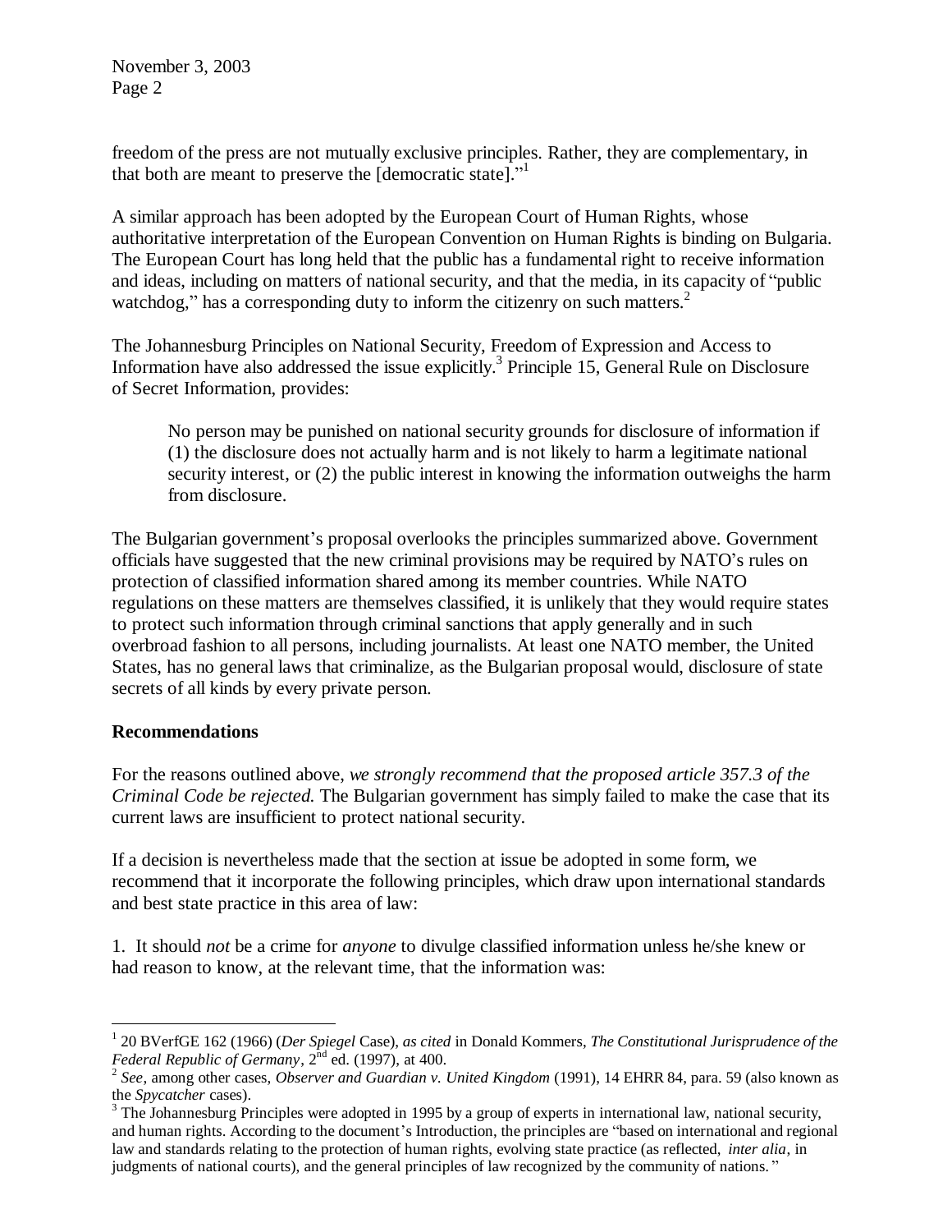freedom of the press are not mutually exclusive principles. Rather, they are complementary, in that both are meant to preserve the [democratic state]."[1]

A similar approach has been adopted by the European Court of Human Rights, whose authoritative interpretation of the European Convention on Human Rights is binding on Bulgaria. The European Court has long held that the public has a fundamental right to receive information and ideas, including on matters of national security, and that the media, in its capacity of "public watchdog," has a corresponding duty to inform the citizenry on such matters.[2]

The Johannesburg Principles on National Security, Freedom of Expression and Access to Information have also addressed the issue explicitly.[3] Principle 15, General Rule on Disclosure of Secret Information, provides:

> No person may be punished on national security grounds for disclosure of information if (1) the disclosure does not actually harm and is not likely to harm a legitimate national security interest, or (2) the public interest in knowing the information outweighs the harm from disclosure.

The Bulgarian government's proposal overlooks the principles summarized above. Government officials have suggested that the new criminal provisions may be required by NATO's rules on protection of classified information shared among its member countries. While NATO regulations on these matters are themselves classified, it is unlikely that they would require states to protect such information through criminal sanctions that apply generally and in such overbroad fashion to all persons, including journalists. At least one NATO member, the United States, has no general laws that criminalize, as the Bulgarian proposal would, disclosure of state secrets of all kinds by every private person.

**Recommendations**

For the reasons outlined above, *we strongly recommend that the proposed article 357.3 of the Criminal Code be rejected.* The Bulgarian government has simply failed to make the case that its current laws are insufficient to protect national security.

If a decision is nevertheless made that the section at issue be adopted in some form, we recommend that it incorporate the following principles, which draw upon international standards and best state practice in this area of law:

1. It should *not* be a crime for *anyone* to divulge classified information unless he/she knew or had reason to know, at the relevant time, that the information was:

---

[1] 20 BVerfGE 162 (1966) (*Der Spiegel* Case), *as cited* in Donald Kommers, *The Constitutional Jurisprudence of the Federal Republic of Germany*, 2nd ed. (1997), at 400.

[2] *See*, among other cases, *Observer and Guardian v. United Kingdom* (1991), 14 EHRR 84, para. 59 (also known as the *Spycatcher* cases).

[3] The Johannesburg Principles were adopted in 1995 by a group of experts in international law, national security, and human rights. According to the document's Introduction, the principles are "based on international and regional law and standards relating to the protection of human rights, evolving state practice (as reflected, *inter alia*, in judgments of national courts), and the general principles of law recognized by the community of nations."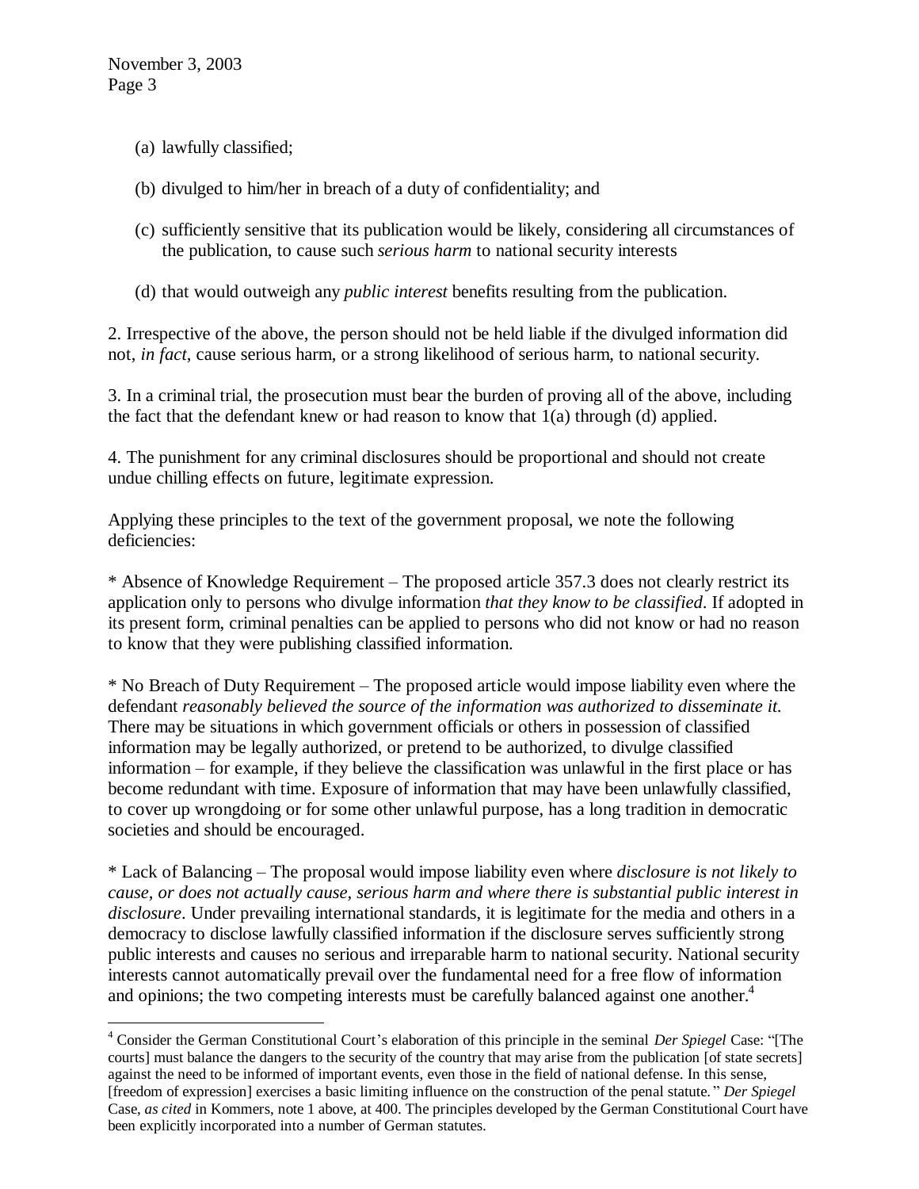(a) lawfully classified;

(b) divulged to him/her in breach of a duty of confidentiality; and

(c) sufficiently sensitive that its publication would be likely, considering all circumstances of the publication, to cause such *serious harm* to national security interests

(d) that would outweigh any *public interest* benefits resulting from the publication.

2. Irrespective of the above, the person should not be held liable if the divulged information did not, *in fact*, cause serious harm, or a strong likelihood of serious harm, to national security.

3. In a criminal trial, the prosecution must bear the burden of proving all of the above, including the fact that the defendant knew or had reason to know that 1(a) through (d) applied.

4. The punishment for any criminal disclosures should be proportional and should not create undue chilling effects on future, legitimate expression.

Applying these principles to the text of the government proposal, we note the following deficiencies:

* Absence of Knowledge Requirement – The proposed article 357.3 does not clearly restrict its application only to persons who divulge information *that they know to be classified*. If adopted in its present form, criminal penalties can be applied to persons who did not know or had no reason to know that they were publishing classified information.

* No Breach of Duty Requirement – The proposed article would impose liability even where the defendant *reasonably believed the source of the information was authorized to disseminate it.* There may be situations in which government officials or others in possession of classified information may be legally authorized, or pretend to be authorized, to divulge classified information – for example, if they believe the classification was unlawful in the first place or has become redundant with time. Exposure of information that may have been unlawfully classified, to cover up wrongdoing or for some other unlawful purpose, has a long tradition in democratic societies and should be encouraged.

* Lack of Balancing – The proposal would impose liability even where *disclosure is not likely to cause, or does not actually cause, serious harm and where there is substantial public interest in disclosure*. Under prevailing international standards, it is legitimate for the media and others in a democracy to disclose lawfully classified information if the disclosure serves sufficiently strong public interests and causes no serious and irreparable harm to national security. National security interests cannot automatically prevail over the fundamental need for a free flow of information and opinions; the two competing interests must be carefully balanced against one another.[4]

[4] Consider the German Constitutional Court's elaboration of this principle in the seminal *Der Spiegel* Case: "[The courts] must balance the dangers to the security of the country that may arise from the publication [of state secrets] against the need to be informed of important events, even those in the field of national defense. In this sense, [freedom of expression] exercises a basic limiting influence on the construction of the penal statute." *Der Spiegel* Case, *as cited* in Kommers, note 1 above, at 400. The principles developed by the German Constitutional Court have been explicitly incorporated into a number of German statutes.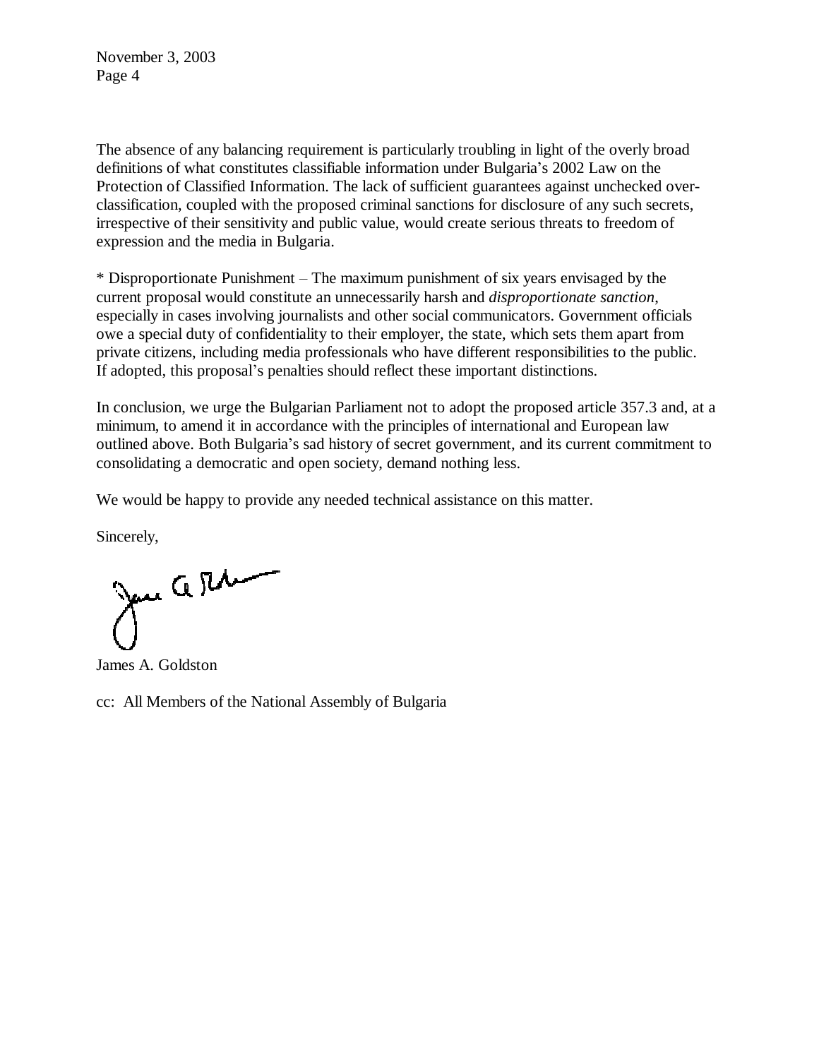The absence of any balancing requirement is particularly troubling in light of the overly broad definitions of what constitutes classifiable information under Bulgaria's 2002 Law on the Protection of Classified Information. The lack of sufficient guarantees against unchecked over-classification, coupled with the proposed criminal sanctions for disclosure of any such secrets, irrespective of their sensitivity and public value, would create serious threats to freedom of expression and the media in Bulgaria.

* Disproportionate Punishment – The maximum punishment of six years envisaged by the current proposal would constitute an unnecessarily harsh and *disproportionate sanction*, especially in cases involving journalists and other social communicators. Government officials owe a special duty of confidentiality to their employer, the state, which sets them apart from private citizens, including media professionals who have different responsibilities to the public. If adopted, this proposal's penalties should reflect these important distinctions.

In conclusion, we urge the Bulgarian Parliament not to adopt the proposed article 357.3 and, at a minimum, to amend it in accordance with the principles of international and European law outlined above. Both Bulgaria's sad history of secret government, and its current commitment to consolidating a democratic and open society, demand nothing less.

We would be happy to provide any needed technical assistance on this matter.

Sincerely,

James A. Goldston

cc: All Members of the National Assembly of Bulgaria